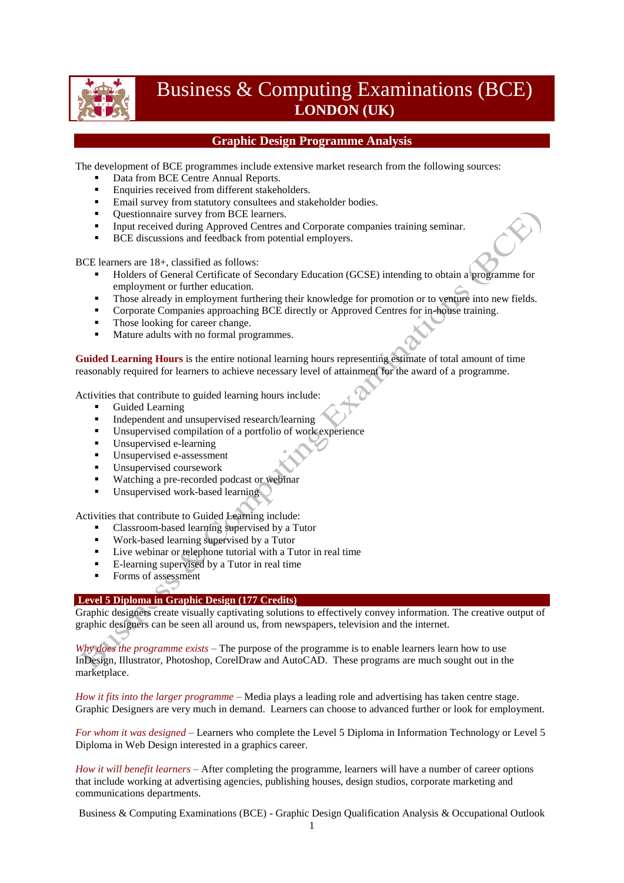# Business & Computing Examinations (BCE)

**LONDON (UK)**

## Graphic Design Programme Analysis

The development of BCE programmes include extensive market research from the following sources:

- Data from BCE Centre Annual Reports.
- Enquiries received from different stakeholders.
- Email survey from statutory consultees and stakeholder bodies.
- Questionnaire survey from BCE learners.
- Input received during Approved Centres and Corporate companies training seminar.
- BCE discussions and feedback from potential employers.

BCE learners are 18+, classified as follows:

- Holders of General Certificate of Secondary Education (GCSE) intending to obtain a programme for employment or further education.
- Those already in employment furthering their knowledge for promotion or to venture into new fields.
- Corporate Companies approaching BCE directly or Approved Centres for in-house training.
- Those looking for career change.
- Mature adults with no formal programmes.

**Guided Learning Hours** is the entire notional learning hours representing estimate of total amount of time reasonably required for learners to achieve necessary level of attainment for the award of a programme.

Activities that contribute to guided learning hours include:

- Guided Learning
- Independent and unsupervised research/learning
- Unsupervised compilation of a portfolio of work experience
- Unsupervised e-learning
- Unsupervised e-assessment
- Unsupervised coursework
- Watching a pre-recorded podcast or webinar
- Unsupervised work-based learning

Activities that contribute to Guided Learning include:

- Classroom-based learning supervised by a Tutor
- Work-based learning supervised by a Tutor
- Live webinar or telephone tutorial with a Tutor in real time
- E-learning supervised by a Tutor in real time
- Forms of assessment

### Level 5 Diploma in Graphic Design (177 Credits)

Graphic designers create visually captivating solutions to effectively convey information. The creative output of graphic designers can be seen all around us, from newspapers, television and the internet.

*Why does the programme exists* – The purpose of the programme is to enable learners learn how to use InDesign, Illustrator, Photoshop, CorelDraw and AutoCAD. These programs are much sought out in the marketplace.

*How it fits into the larger programme* – Media plays a leading role and advertising has taken centre stage. Graphic Designers are very much in demand. Learners can choose to advanced further or look for employment.

*For whom it was designed* – Learners who complete the Level 5 Diploma in Information Technology or Level 5 Diploma in Web Design interested in a graphics career.

*How it will benefit learners* – After completing the programme, learners will have a number of career options that include working at advertising agencies, publishing houses, design studios, corporate marketing and communications departments.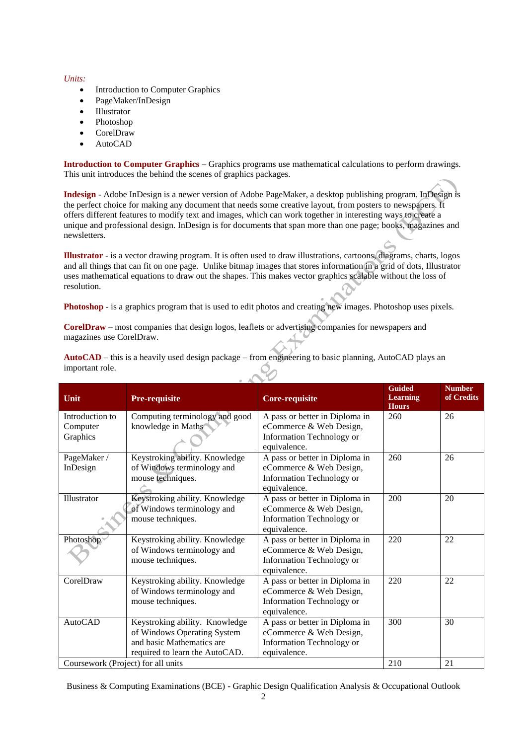*Units:*

- Introduction to Computer Graphics
- PageMaker/InDesign
- Illustrator
- Photoshop
- CorelDraw
- AutoCAD

**Introduction to Computer Graphics** – Graphics programs use mathematical calculations to perform drawings. This unit introduces the behind the scenes of graphics packages.

**Indesign** - Adobe InDesign is a newer version of Adobe PageMaker, a desktop publishing program. InDesign is the perfect choice for making any document that needs some creative layout, from posters to newspapers. It offers different features to modify text and images, which can work together in interesting ways to create a unique and professional design. InDesign is for documents that span more than one page; books, magazines and newsletters.

**Illustrator** - is a vector drawing program. It is often used to draw illustrations, cartoons, diagrams, charts, logos and all things that can fit on one page. Unlike bitmap images that stores information in a grid of dots, Illustrator uses mathematical equations to draw out the shapes. This makes vector graphics scalable without the loss of resolution.

**Photoshop** - is a graphics program that is used to edit photos and creating new images. Photoshop uses pixels.

**CorelDraw** – most companies that design logos, leaflets or advertising companies for newspapers and magazines use CorelDraw.

**AutoCAD** – this is a heavily used design package – from engineering to basic planning, AutoCAD plays an important role.

| Unit | Pre-requisite | Core-requisite | Guided Learning Hours | Number of Credits |
|---|---|---|---|---|
| Introduction to Computer Graphics | Computing terminology and good knowledge in Maths | A pass or better in Diploma in eCommerce & Web Design, Information Technology or equivalence. | 260 | 26 |
| PageMaker / InDesign | Keystroking ability. Knowledge of Windows terminology and mouse techniques. | A pass or better in Diploma in eCommerce & Web Design, Information Technology or equivalence. | 260 | 26 |
| Illustrator | Keystroking ability. Knowledge of Windows terminology and mouse techniques. | A pass or better in Diploma in eCommerce & Web Design, Information Technology or equivalence. | 200 | 20 |
| Photoshop | Keystroking ability. Knowledge of Windows terminology and mouse techniques. | A pass or better in Diploma in eCommerce & Web Design, Information Technology or equivalence. | 220 | 22 |
| CorelDraw | Keystroking ability. Knowledge of Windows terminology and mouse techniques. | A pass or better in Diploma in eCommerce & Web Design, Information Technology or equivalence. | 220 | 22 |
| AutoCAD | Keystroking ability. Knowledge of Windows Operating System and basic Mathematics are required to learn the AutoCAD. | A pass or better in Diploma in eCommerce & Web Design, Information Technology or equivalence. | 300 | 30 |
| Coursework (Project) for all units | | | 210 | 21 |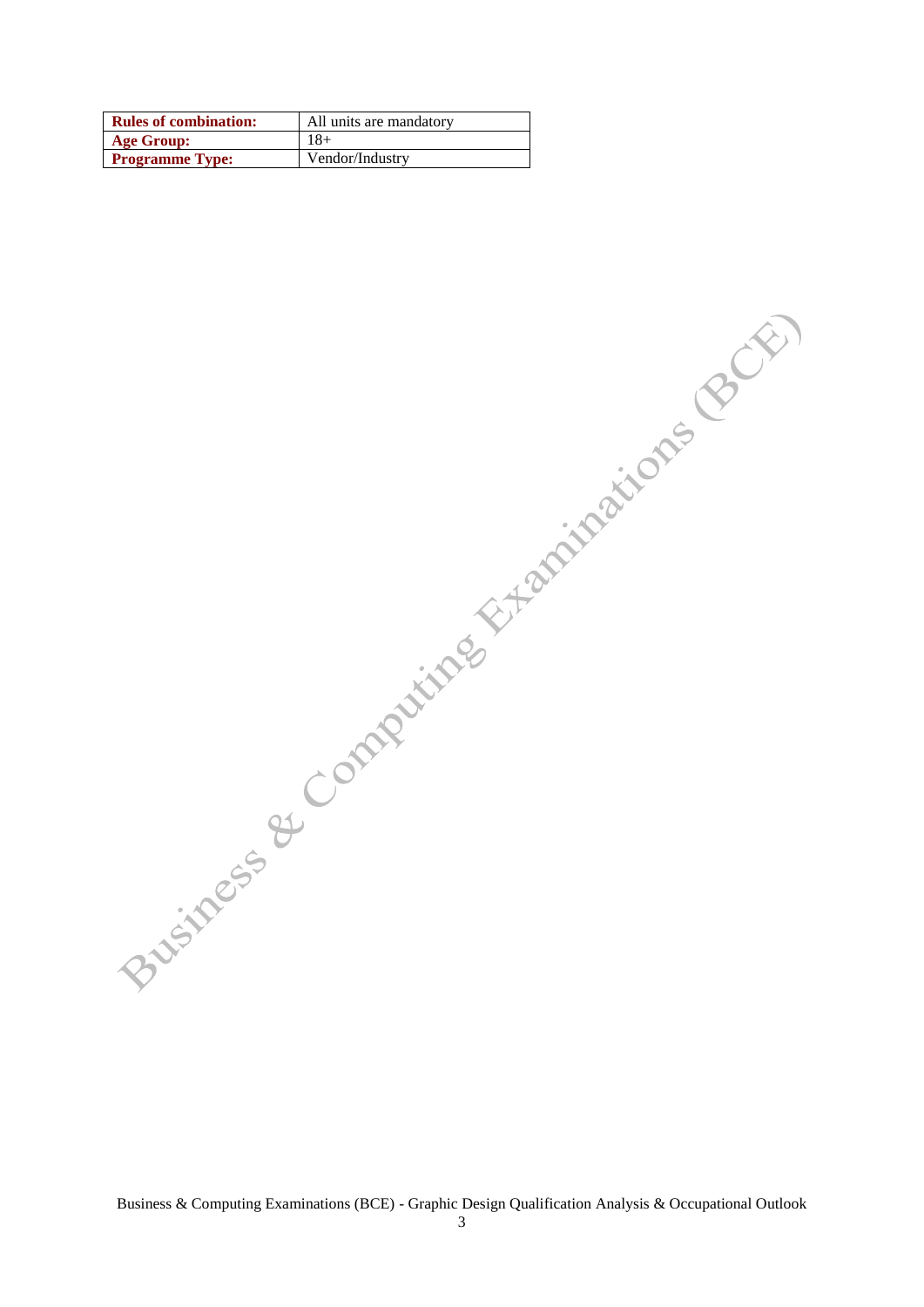| Rules of combination: | All units are mandatory |
| --- | --- |
| Age Group: | 18+ |
| Programme Type: | Vendor/Industry |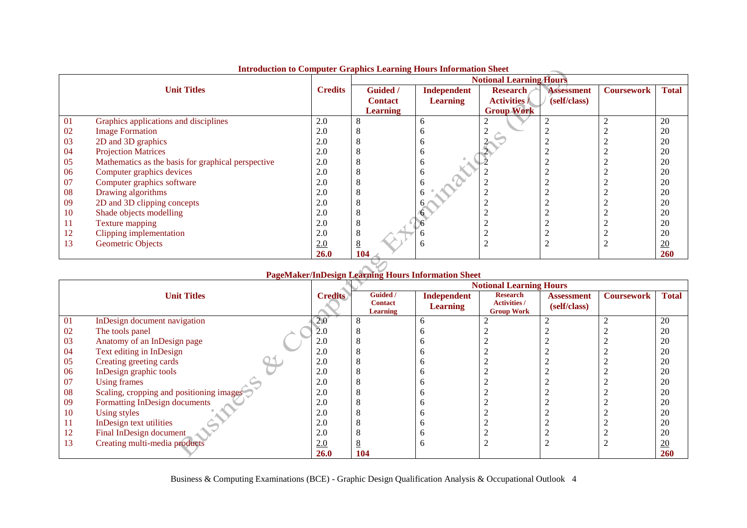**Introduction to Computer Graphics Learning Hours Information Sheet**

| | Unit Titles | Credits | Notional Learning Hours | | | | | |
|---|---|---|---|---|---|---|---|---|
| | | | Guided / Contact Learning | Independent Learning | Research Activities / Group Work | Assessment (self/class) | Coursework | Total |
| 01 | Graphics applications and disciplines | 2.0 | 8 | 6 | 2 | 2 | 2 | 20 |
| 02 | Image Formation | 2.0 | 8 | 6 | 2 | 2 | 2 | 20 |
| 03 | 2D and 3D graphics | 2.0 | 8 | 6 | 2 | 2 | 2 | 20 |
| 04 | Projection Matrices | 2.0 | 8 | 6 | 2 | 2 | 2 | 20 |
| 05 | Mathematics as the basis for graphical perspective | 2.0 | 8 | 6 | 2 | 2 | 2 | 20 |
| 06 | Computer graphics devices | 2.0 | 8 | 6 | 2 | 2 | 2 | 20 |
| 07 | Computer graphics software | 2.0 | 8 | 6 | 2 | 2 | 2 | 20 |
| 08 | Drawing algorithms | 2.0 | 8 | 6 | 2 | 2 | 2 | 20 |
| 09 | 2D and 3D clipping concepts | 2.0 | 8 | 6 | 2 | 2 | 2 | 20 |
| 10 | Shade objects modelling | 2.0 | 8 | 6 | 2 | 2 | 2 | 20 |
| 11 | Texture mapping | 2.0 | 8 | 6 | 2 | 2 | 2 | 20 |
| 12 | Clipping implementation | 2.0 | 8 | 6 | 2 | 2 | 2 | 20 |
| 13 | Geometric Objects | 2.0 | 8 | 6 | 2 | 2 | 2 | 20 |
| | | **26.0** | **104** | | | | | **260** |

**PageMaker/InDesign Learning Hours Information Sheet**

| | Unit Titles | Credits | Notional Learning Hours | | | | | |
|---|---|---|---|---|---|---|---|---|
| | | | Guided / Contact Learning | Independent Learning | Research Activities / Group Work | Assessment (self/class) | Coursework | Total |
| 01 | InDesign document navigation | 2.0 | 8 | 6 | 2 | 2 | 2 | 20 |
| 02 | The tools panel | 2.0 | 8 | 6 | 2 | 2 | 2 | 20 |
| 03 | Anatomy of an InDesign page | 2.0 | 8 | 6 | 2 | 2 | 2 | 20 |
| 04 | Text editing in InDesign | 2.0 | 8 | 6 | 2 | 2 | 2 | 20 |
| 05 | Creating greeting cards | 2.0 | 8 | 6 | 2 | 2 | 2 | 20 |
| 06 | InDesign graphic tools | 2.0 | 8 | 6 | 2 | 2 | 2 | 20 |
| 07 | Using frames | 2.0 | 8 | 6 | 2 | 2 | 2 | 20 |
| 08 | Scaling, cropping and positioning images | 2.0 | 8 | 6 | 2 | 2 | 2 | 20 |
| 09 | Formatting InDesign documents | 2.0 | 8 | 6 | 2 | 2 | 2 | 20 |
| 10 | Using styles | 2.0 | 8 | 6 | 2 | 2 | 2 | 20 |
| 11 | InDesign text utilities | 2.0 | 8 | 6 | 2 | 2 | 2 | 20 |
| 12 | Final InDesign document | 2.0 | 8 | 6 | 2 | 2 | 2 | 20 |
| 13 | Creating multi-media products | 2.0 | 8 | 6 | 2 | 2 | 2 | 20 |
| | | **26.0** | **104** | | | | | **260** |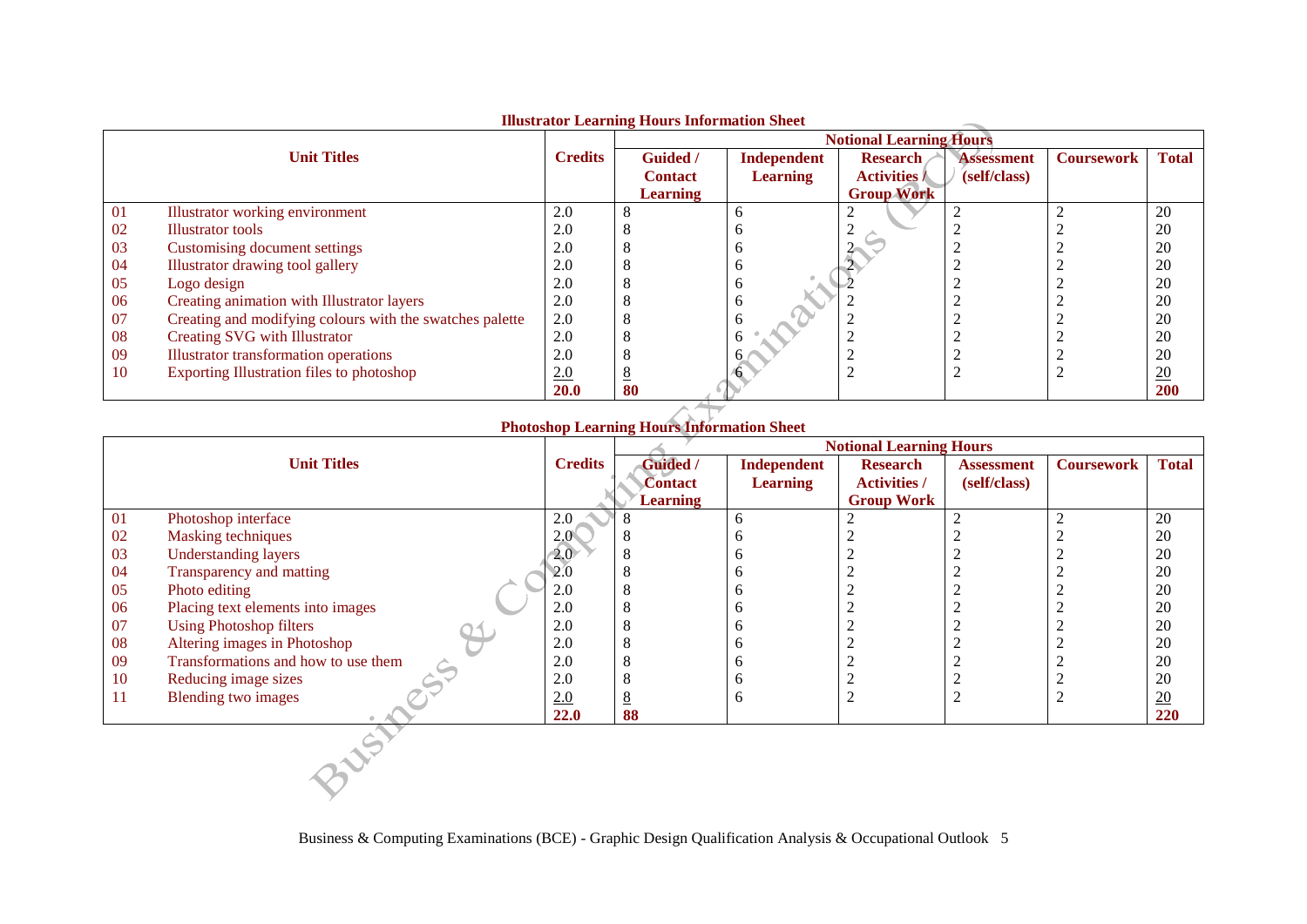**Illustrator Learning Hours Information Sheet**

| | Unit Titles | Credits | Notional Learning Hours | | | | | |
|---|---|---|---|---|---|---|---|---|
| | | | Guided / Contact Learning | Independent Learning | Research Activities / Group Work | Assessment (self/class) | Coursework | Total |
| 01 | Illustrator working environment | 2.0 | 8 | 6 | 2 | 2 | 2 | 20 |
| 02 | Illustrator tools | 2.0 | 8 | 6 | 2 | 2 | 2 | 20 |
| 03 | Customising document settings | 2.0 | 8 | 6 | 2 | 2 | 2 | 20 |
| 04 | Illustrator drawing tool gallery | 2.0 | 8 | 6 | 2 | 2 | 2 | 20 |
| 05 | Logo design | 2.0 | 8 | 6 | 2 | 2 | 2 | 20 |
| 06 | Creating animation with Illustrator layers | 2.0 | 8 | 6 | 2 | 2 | 2 | 20 |
| 07 | Creating and modifying colours with the swatches palette | 2.0 | 8 | 6 | 2 | 2 | 2 | 20 |
| 08 | Creating SVG with Illustrator | 2.0 | 8 | 6 | 2 | 2 | 2 | 20 |
| 09 | Illustrator transformation operations | 2.0 | 8 | 6 | 2 | 2 | 2 | 20 |
| 10 | Exporting Illustration files to photoshop | 2.0 | 8 | 6 | 2 | 2 | 2 | 20 |
| | | **20.0** | **80** | | | | | **200** |

**Photoshop Learning Hours Information Sheet**

| | Unit Titles | Credits | Notional Learning Hours | | | | | |
|---|---|---|---|---|---|---|---|---|
| | | | Guided / Contact Learning | Independent Learning | Research Activities / Group Work | Assessment (self/class) | Coursework | Total |
| 01 | Photoshop interface | 2.0 | 8 | 6 | 2 | 2 | 2 | 20 |
| 02 | Masking techniques | 2.0 | 8 | 6 | 2 | 2 | 2 | 20 |
| 03 | Understanding layers | 2.0 | 8 | 6 | 2 | 2 | 2 | 20 |
| 04 | Transparency and matting | 2.0 | 8 | 6 | 2 | 2 | 2 | 20 |
| 05 | Photo editing | 2.0 | 8 | 6 | 2 | 2 | 2 | 20 |
| 06 | Placing text elements into images | 2.0 | 8 | 6 | 2 | 2 | 2 | 20 |
| 07 | Using Photoshop filters | 2.0 | 8 | 6 | 2 | 2 | 2 | 20 |
| 08 | Altering images in Photoshop | 2.0 | 8 | 6 | 2 | 2 | 2 | 20 |
| 09 | Transformations and how to use them | 2.0 | 8 | 6 | 2 | 2 | 2 | 20 |
| 10 | Reducing image sizes | 2.0 | 8 | 6 | 2 | 2 | 2 | 20 |
| 11 | Blending two images | 2.0 | 8 | 6 | 2 | 2 | 2 | 20 |
| | | **22.0** | **88** | | | | | **220** |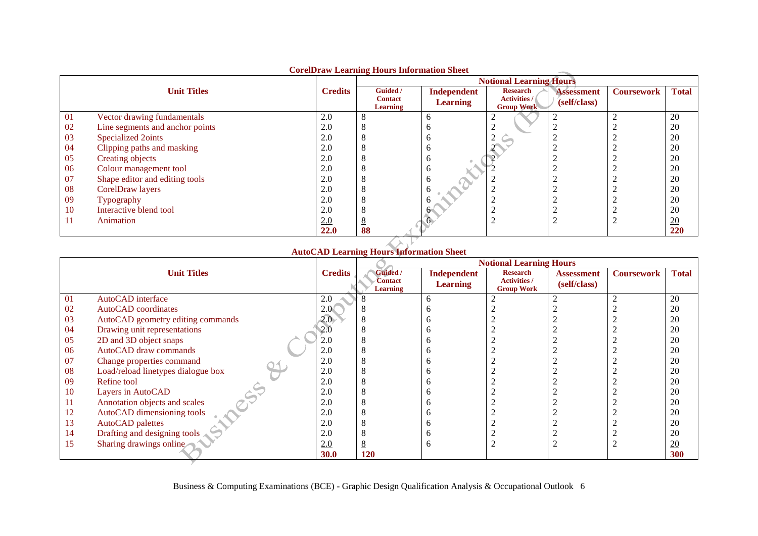**CorelDraw Learning Hours Information Sheet**

| | Unit Titles | Credits | Notional Learning Hours | | | | | |
|---|---|---|---|---|---|---|---|---|
| | | | Guided / Contact Learning | Independent Learning | Research Activities / Group Work | Assessment (self/class) | Coursework | Total |
| 01 | Vector drawing fundamentals | 2.0 | 8 | 6 | 2 | 2 | 2 | 20 |
| 02 | Line segments and anchor points | 2.0 | 8 | 6 | 2 | 2 | 2 | 20 |
| 03 | Specialized 2oints | 2.0 | 8 | 6 | 2 | 2 | 2 | 20 |
| 04 | Clipping paths and masking | 2.0 | 8 | 6 | 2 | 2 | 2 | 20 |
| 05 | Creating objects | 2.0 | 8 | 6 | 2 | 2 | 2 | 20 |
| 06 | Colour management tool | 2.0 | 8 | 6 | 2 | 2 | 2 | 20 |
| 07 | Shape editor and editing tools | 2.0 | 8 | 6 | 2 | 2 | 2 | 20 |
| 08 | CorelDraw layers | 2.0 | 8 | 6 | 2 | 2 | 2 | 20 |
| 09 | Typography | 2.0 | 8 | 6 | 2 | 2 | 2 | 20 |
| 10 | Interactive blend tool | 2.0 | 8 | 6 | 2 | 2 | 2 | 20 |
| 11 | Animation | 2.0 | 8 | 6 | 2 | 2 | 2 | 20 |
| | | **22.0** | **88** | | | | | **220** |

**AutoCAD Learning Hours Information Sheet**

| | Unit Titles | Credits | Notional Learning Hours | | | | | |
|---|---|---|---|---|---|---|---|---|
| | | | Guided / Contact Learning | Independent Learning | Research Activities / Group Work | Assessment (self/class) | Coursework | Total |
| 01 | AutoCAD interface | 2.0 | 8 | 6 | 2 | 2 | 2 | 20 |
| 02 | AutoCAD coordinates | 2.0 | 8 | 6 | 2 | 2 | 2 | 20 |
| 03 | AutoCAD geometry editing commands | 2.0 | 8 | 6 | 2 | 2 | 2 | 20 |
| 04 | Drawing unit representations | 2.0 | 8 | 6 | 2 | 2 | 2 | 20 |
| 05 | 2D and 3D object snaps | 2.0 | 8 | 6 | 2 | 2 | 2 | 20 |
| 06 | AutoCAD draw commands | 2.0 | 8 | 6 | 2 | 2 | 2 | 20 |
| 07 | Change properties command | 2.0 | 8 | 6 | 2 | 2 | 2 | 20 |
| 08 | Load/reload linetypes dialogue box | 2.0 | 8 | 6 | 2 | 2 | 2 | 20 |
| 09 | Refine tool | 2.0 | 8 | 6 | 2 | 2 | 2 | 20 |
| 10 | Layers in AutoCAD | 2.0 | 8 | 6 | 2 | 2 | 2 | 20 |
| 11 | Annotation objects and scales | 2.0 | 8 | 6 | 2 | 2 | 2 | 20 |
| 12 | AutoCAD dimensioning tools | 2.0 | 8 | 6 | 2 | 2 | 2 | 20 |
| 13 | AutoCAD palettes | 2.0 | 8 | 6 | 2 | 2 | 2 | 20 |
| 14 | Drafting and designing tools | 2.0 | 8 | 6 | 2 | 2 | 2 | 20 |
| 15 | Sharing drawings online | 2.0 | 8 | 6 | 2 | 2 | 2 | 20 |
| | | **30.0** | **120** | | | | | **300** |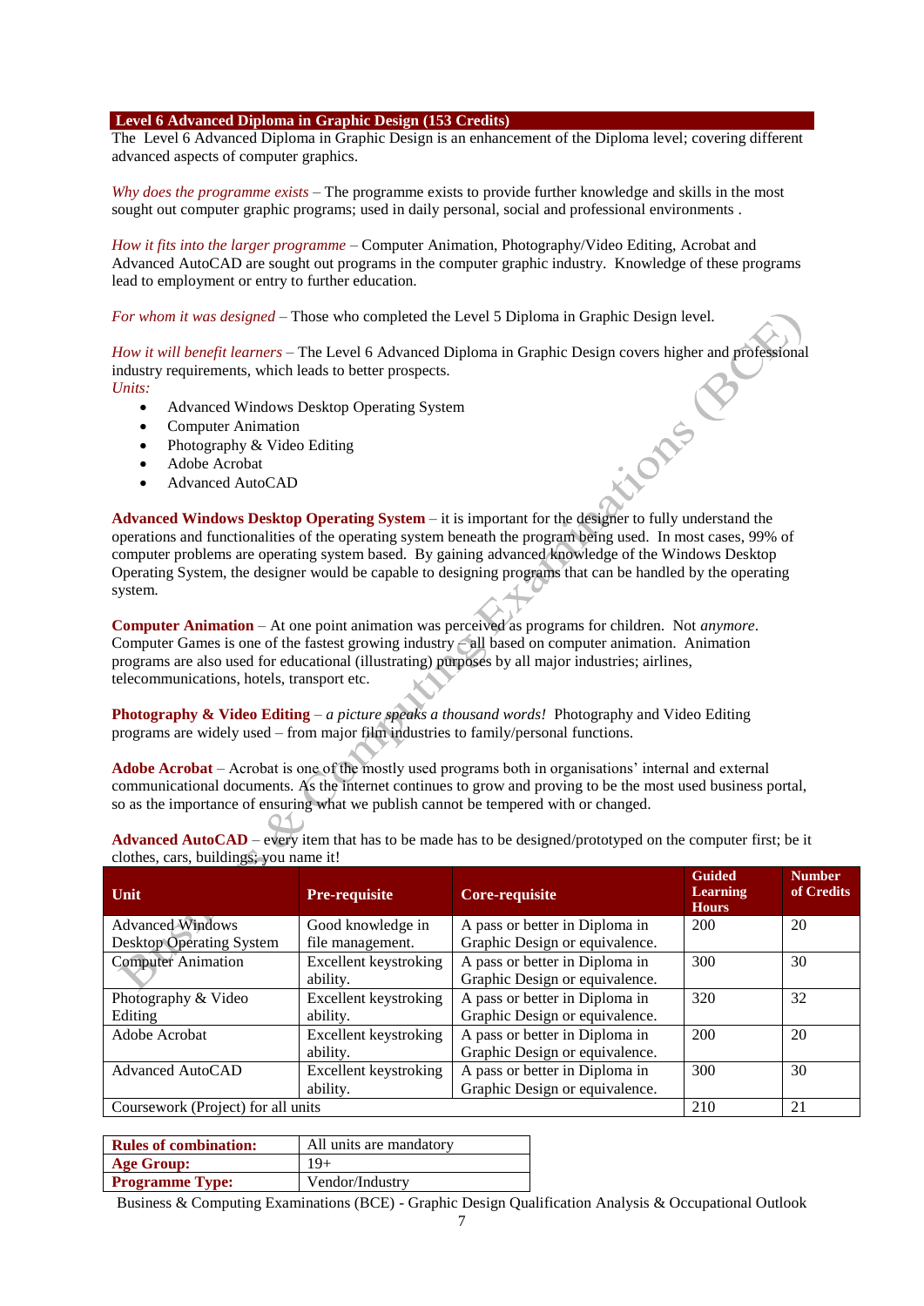## Level 6 Advanced Diploma in Graphic Design (153 Credits)

The Level 6 Advanced Diploma in Graphic Design is an enhancement of the Diploma level; covering different advanced aspects of computer graphics.

*Why does the programme exists* – The programme exists to provide further knowledge and skills in the most sought out computer graphic programs; used in daily personal, social and professional environments .

*How it fits into the larger programme* – Computer Animation, Photography/Video Editing, Acrobat and Advanced AutoCAD are sought out programs in the computer graphic industry. Knowledge of these programs lead to employment or entry to further education.

*For whom it was designed* – Those who completed the Level 5 Diploma in Graphic Design level.

*How it will benefit learners* – The Level 6 Advanced Diploma in Graphic Design covers higher and professional industry requirements, which leads to better prospects.

*Units:*

- Advanced Windows Desktop Operating System
- Computer Animation
- Photography & Video Editing
- Adobe Acrobat
- Advanced AutoCAD

**Advanced Windows Desktop Operating System** – it is important for the designer to fully understand the operations and functionalities of the operating system beneath the program being used. In most cases, 99% of computer problems are operating system based. By gaining advanced knowledge of the Windows Desktop Operating System, the designer would be capable to designing programs that can be handled by the operating system.

**Computer Animation** – At one point animation was perceived as programs for children. Not *anymore*. Computer Games is one of the fastest growing industry – all based on computer animation. Animation programs are also used for educational (illustrating) purposes by all major industries; airlines, telecommunications, hotels, transport etc.

**Photography & Video Editing** – *a picture speaks a thousand words!* Photography and Video Editing programs are widely used – from major film industries to family/personal functions.

**Adobe Acrobat** – Acrobat is one of the mostly used programs both in organisations' internal and external communicational documents. As the internet continues to grow and proving to be the most used business portal, so as the importance of ensuring what we publish cannot be tempered with or changed.

**Advanced AutoCAD** – every item that has to be made has to be designed/prototyped on the computer first; be it clothes, cars, buildings; you name it!

| Unit | Pre-requisite | Core-requisite | Guided Learning Hours | Number of Credits |
|---|---|---|---|---|
| Advanced Windows Desktop Operating System | Good knowledge in file management. | A pass or better in Diploma in Graphic Design or equivalence. | 200 | 20 |
| Computer Animation | Excellent keystroking ability. | A pass or better in Diploma in Graphic Design or equivalence. | 300 | 30 |
| Photography & Video Editing | Excellent keystroking ability. | A pass or better in Diploma in Graphic Design or equivalence. | 320 | 32 |
| Adobe Acrobat | Excellent keystroking ability. | A pass or better in Diploma in Graphic Design or equivalence. | 200 | 20 |
| Advanced AutoCAD | Excellent keystroking ability. | A pass or better in Diploma in Graphic Design or equivalence. | 300 | 30 |
| Coursework (Project) for all units | | | 210 | 21 |

| | |
|---|---|
| **Rules of combination:** | All units are mandatory |
| **Age Group:** | 19+ |
| **Programme Type:** | Vendor/Industry |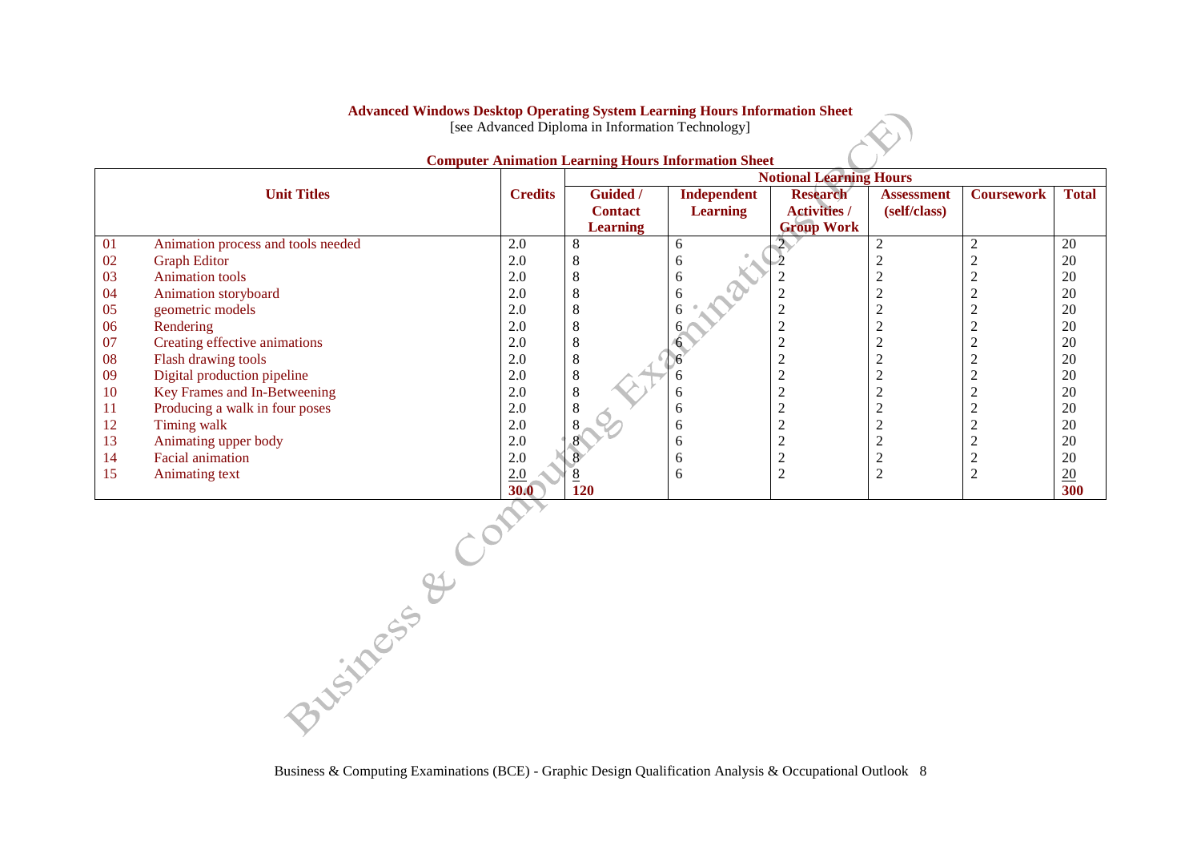**Advanced Windows Desktop Operating System Learning Hours Information Sheet**
[see Advanced Diploma in Information Technology]

**Computer Animation Learning Hours Information Sheet**

| Unit Titles | | Credits | Notional Learning Hours | | | | | |
|---|---|---|---|---|---|---|---|---|
| | | | Guided / Contact Learning | Independent Learning | Research Activities / Group Work | Assessment (self/class) | Coursework | Total |
| 01 | Animation process and tools needed | 2.0 | 8 | 6 | 2 | 2 | 2 | 20 |
| 02 | Graph Editor | 2.0 | 8 | 6 | 2 | 2 | 2 | 20 |
| 03 | Animation tools | 2.0 | 8 | 6 | 2 | 2 | 2 | 20 |
| 04 | Animation storyboard | 2.0 | 8 | 6 | 2 | 2 | 2 | 20 |
| 05 | geometric models | 2.0 | 8 | 6 | 2 | 2 | 2 | 20 |
| 06 | Rendering | 2.0 | 8 | 6 | 2 | 2 | 2 | 20 |
| 07 | Creating effective animations | 2.0 | 8 | 6 | 2 | 2 | 2 | 20 |
| 08 | Flash drawing tools | 2.0 | 8 | 6 | 2 | 2 | 2 | 20 |
| 09 | Digital production pipeline | 2.0 | 8 | 6 | 2 | 2 | 2 | 20 |
| 10 | Key Frames and In-Betweening | 2.0 | 8 | 6 | 2 | 2 | 2 | 20 |
| 11 | Producing a walk in four poses | 2.0 | 8 | 6 | 2 | 2 | 2 | 20 |
| 12 | Timing walk | 2.0 | 8 | 6 | 2 | 2 | 2 | 20 |
| 13 | Animating upper body | 2.0 | 8 | 6 | 2 | 2 | 2 | 20 |
| 14 | Facial animation | 2.0 | 8 | 6 | 2 | 2 | 2 | 20 |
| 15 | Animating text | 2.0 | 8 | 6 | 2 | 2 | 2 | 20 |
| | | **30.0** | **120** | | | | | **300** |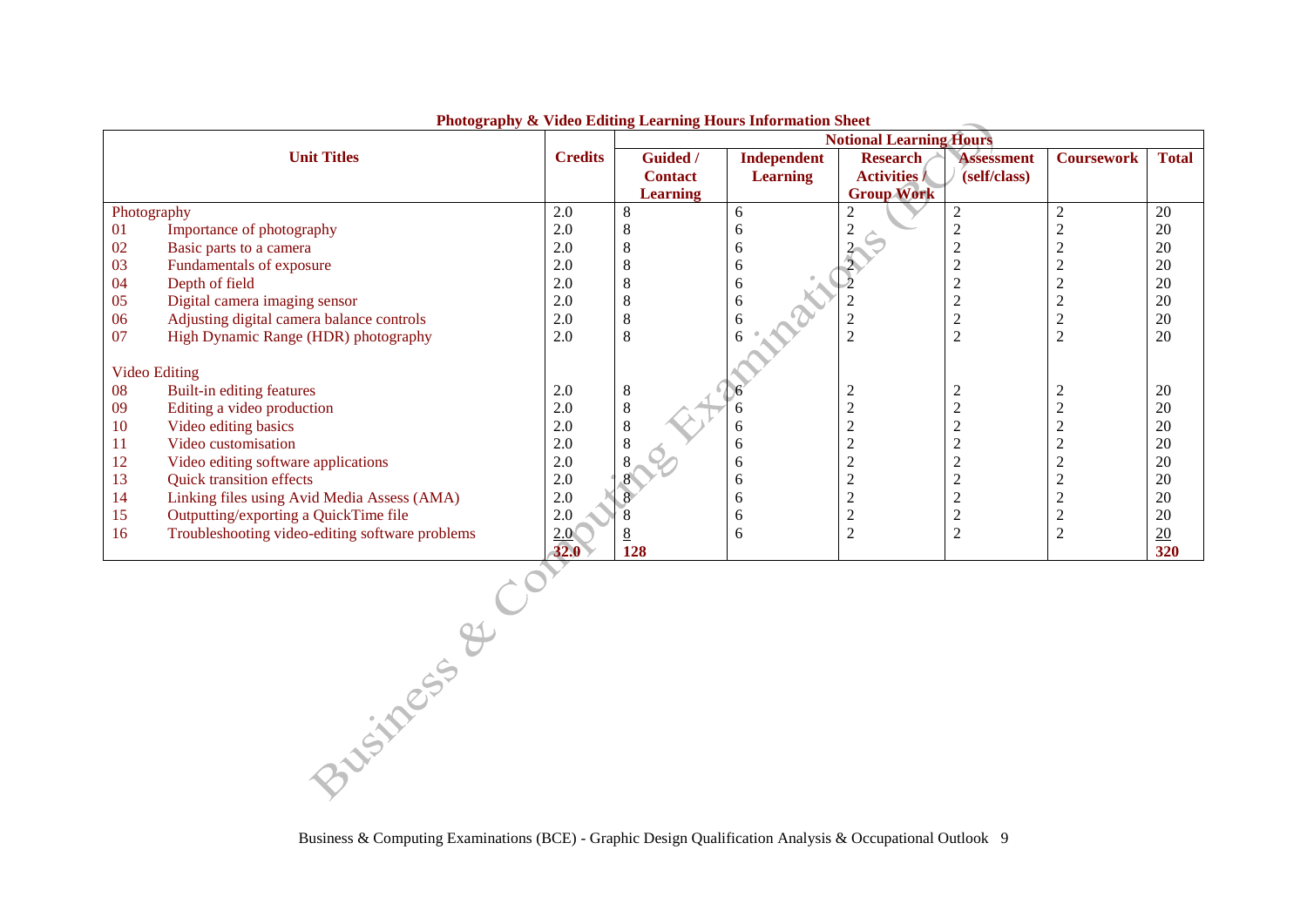**Photography & Video Editing Learning Hours Information Sheet**

| Unit Titles | | Credits | Notional Learning Hours | | | | | |
|---|---|---|---|---|---|---|---|---|
| | | | **Guided / Contact Learning** | **Independent Learning** | **Research Activities / Group Work** | **Assessment (self/class)** | **Coursework** | **Total** |
| Photography | | 2.0 | 8 | 6 | 2 | 2 | 2 | 20 |
| 01 | Importance of photography | 2.0 | 8 | 6 | 2 | 2 | 2 | 20 |
| 02 | Basic parts to a camera | 2.0 | 8 | 6 | 2 | 2 | 2 | 20 |
| 03 | Fundamentals of exposure | 2.0 | 8 | 6 | 2 | 2 | 2 | 20 |
| 04 | Depth of field | 2.0 | 8 | 6 | 2 | 2 | 2 | 20 |
| 05 | Digital camera imaging sensor | 2.0 | 8 | 6 | 2 | 2 | 2 | 20 |
| 06 | Adjusting digital camera balance controls | 2.0 | 8 | 6 | 2 | 2 | 2 | 20 |
| 07 | High Dynamic Range (HDR) photography | 2.0 | 8 | 6 | 2 | 2 | 2 | 20 |
| Video Editing | | | | | | | | |
| 08 | Built-in editing features | 2.0 | 8 | 6 | 2 | 2 | 2 | 20 |
| 09 | Editing a video production | 2.0 | 8 | 6 | 2 | 2 | 2 | 20 |
| 10 | Video editing basics | 2.0 | 8 | 6 | 2 | 2 | 2 | 20 |
| 11 | Video customisation | 2.0 | 8 | 6 | 2 | 2 | 2 | 20 |
| 12 | Video editing software applications | 2.0 | 8 | 6 | 2 | 2 | 2 | 20 |
| 13 | Quick transition effects | 2.0 | 8 | 6 | 2 | 2 | 2 | 20 |
| 14 | Linking files using Avid Media Assess (AMA) | 2.0 | 8 | 6 | 2 | 2 | 2 | 20 |
| 15 | Outputting/exporting a QuickTime file | 2.0 | 8 | 6 | 2 | 2 | 2 | 20 |
| 16 | Troubleshooting video-editing software problems | 2.0 | 8 | 6 | 2 | 2 | 2 | 20 |
| | | **32.0** | **128** | | | | | **320** |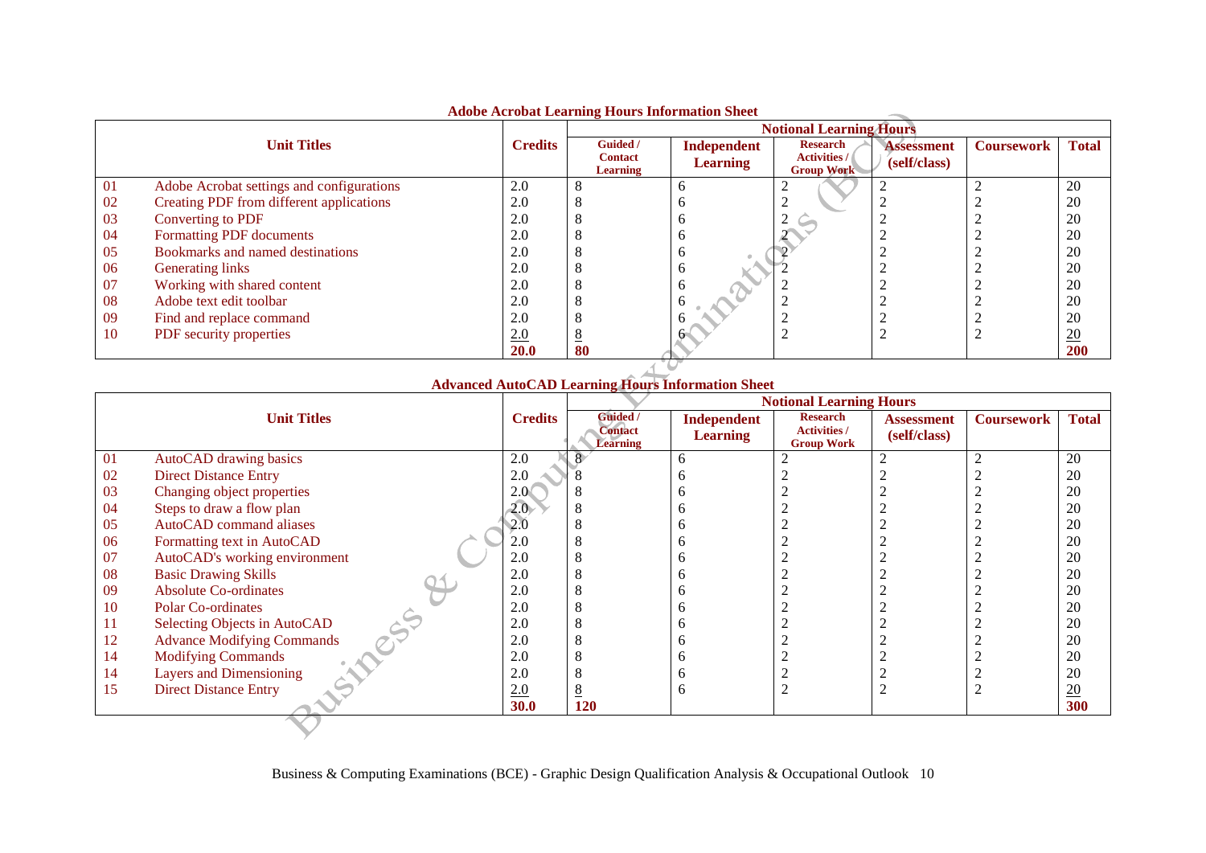**Adobe Acrobat Learning Hours Information Sheet**

| Unit Titles | | Credits | Notional Learning Hours | | | | | |
|---|---|---|---|---|---|---|---|---|
| | | | Guided / Contact Learning | Independent Learning | Research Activities / Group Work | Assessment (self/class) | Coursework | Total |
| 01 | Adobe Acrobat settings and configurations | 2.0 | 8 | 6 | 2 | 2 | 2 | 20 |
| 02 | Creating PDF from different applications | 2.0 | 8 | 6 | 2 | 2 | 2 | 20 |
| 03 | Converting to PDF | 2.0 | 8 | 6 | 2 | 2 | 2 | 20 |
| 04 | Formatting PDF documents | 2.0 | 8 | 6 | 2 | 2 | 2 | 20 |
| 05 | Bookmarks and named destinations | 2.0 | 8 | 6 | 2 | 2 | 2 | 20 |
| 06 | Generating links | 2.0 | 8 | 6 | 2 | 2 | 2 | 20 |
| 07 | Working with shared content | 2.0 | 8 | 6 | 2 | 2 | 2 | 20 |
| 08 | Adobe text edit toolbar | 2.0 | 8 | 6 | 2 | 2 | 2 | 20 |
| 09 | Find and replace command | 2.0 | 8 | 6 | 2 | 2 | 2 | 20 |
| 10 | PDF security properties | 2.0 | 8 | 6 | 2 | 2 | 2 | 20 |
| | | **20.0** | **80** | | | | | **200** |

**Advanced AutoCAD Learning Hours Information Sheet**

| Unit Titles | | Credits | Notional Learning Hours | | | | | |
|---|---|---|---|---|---|---|---|---|
| | | | Guided / Contact Learning | Independent Learning | Research Activities / Group Work | Assessment (self/class) | Coursework | Total |
| 01 | AutoCAD drawing basics | 2.0 | 8 | 6 | 2 | 2 | 2 | 20 |
| 02 | Direct Distance Entry | 2.0 | 8 | 6 | 2 | 2 | 2 | 20 |
| 03 | Changing object properties | 2.0 | 8 | 6 | 2 | 2 | 2 | 20 |
| 04 | Steps to draw a flow plan | 2.0 | 8 | 6 | 2 | 2 | 2 | 20 |
| 05 | AutoCAD command aliases | 2.0 | 8 | 6 | 2 | 2 | 2 | 20 |
| 06 | Formatting text in AutoCAD | 2.0 | 8 | 6 | 2 | 2 | 2 | 20 |
| 07 | AutoCAD's working environment | 2.0 | 8 | 6 | 2 | 2 | 2 | 20 |
| 08 | Basic Drawing Skills | 2.0 | 8 | 6 | 2 | 2 | 2 | 20 |
| 09 | Absolute Co-ordinates | 2.0 | 8 | 6 | 2 | 2 | 2 | 20 |
| 10 | Polar Co-ordinates | 2.0 | 8 | 6 | 2 | 2 | 2 | 20 |
| 11 | Selecting Objects in AutoCAD | 2.0 | 8 | 6 | 2 | 2 | 2 | 20 |
| 12 | Advance Modifying Commands | 2.0 | 8 | 6 | 2 | 2 | 2 | 20 |
| 14 | Modifying Commands | 2.0 | 8 | 6 | 2 | 2 | 2 | 20 |
| 14 | Layers and Dimensioning | 2.0 | 8 | 6 | 2 | 2 | 2 | 20 |
| 15 | Direct Distance Entry | 2.0 | 8 | 6 | 2 | 2 | 2 | 20 |
| | | **30.0** | **120** | | | | | **300** |